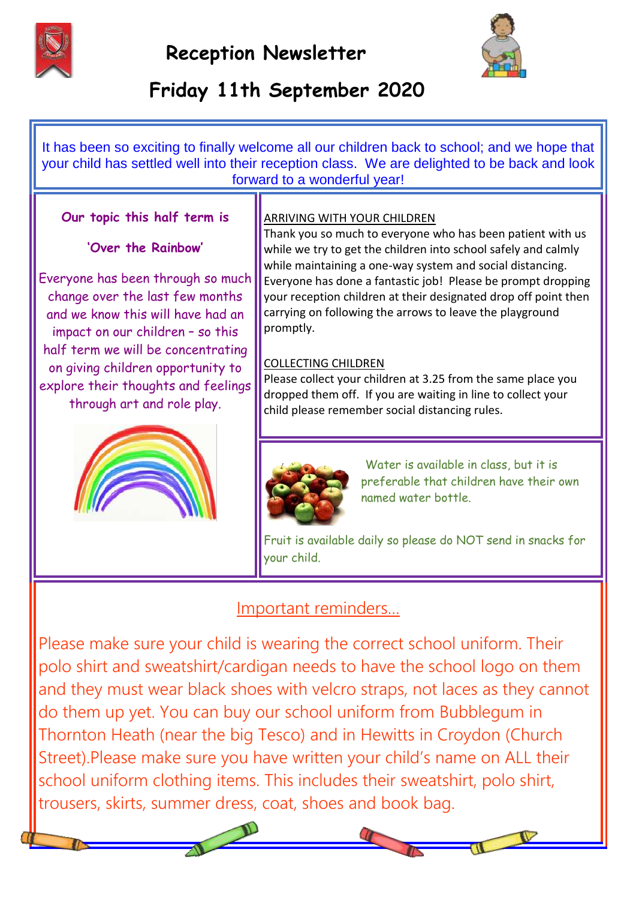# Reception Newsletter

## Friday 11th September 2020

It has been so exciting to finally welcome all our children back to school; and we hope that your child has settled well into their reception class. We are delighted to be back and look forward to a wonderful year!

**Our topic this half term is**

**'Over the Rainbow'**

Everyone has been through so much change over the last few months and we know this will have had an impact on our children – so this half term we will be concentrating on giving children opportunity to explore their thoughts and feelings through art and role play.

ARRIVING WITH YOUR CHILDREN

Thank you so much to everyone who has been patient with us while we try to get the children into school safely and calmly while maintaining a one-way system and social distancing. Everyone has done a fantastic job! Please be prompt dropping your reception children at their designated drop off point then carrying on following the arrows to leave the playground promptly.

COLLECTING CHILDREN

Please collect your children at 3.25 from the same place you dropped them off. If you are waiting in line to collect your child please remember social distancing rules.

Water is available in class, but it is preferable that children have their own named water bottle.

Fruit is available daily so please do NOT send in snacks for your child.

## Important reminders…

Please make sure your child is wearing the correct school uniform. Their polo shirt and sweatshirt/cardigan needs to have the school logo on them and they must wear black shoes with velcro straps, not laces as they cannot do them up yet. You can buy our school uniform from Bubblegum in Thornton Heath (near the big Tesco) and in Hewitts in Croydon (Church Street).Please make sure you have written your child's name on ALL their school uniform clothing items. This includes their sweatshirt, polo shirt, trousers, skirts, summer dress, coat, shoes and book bag.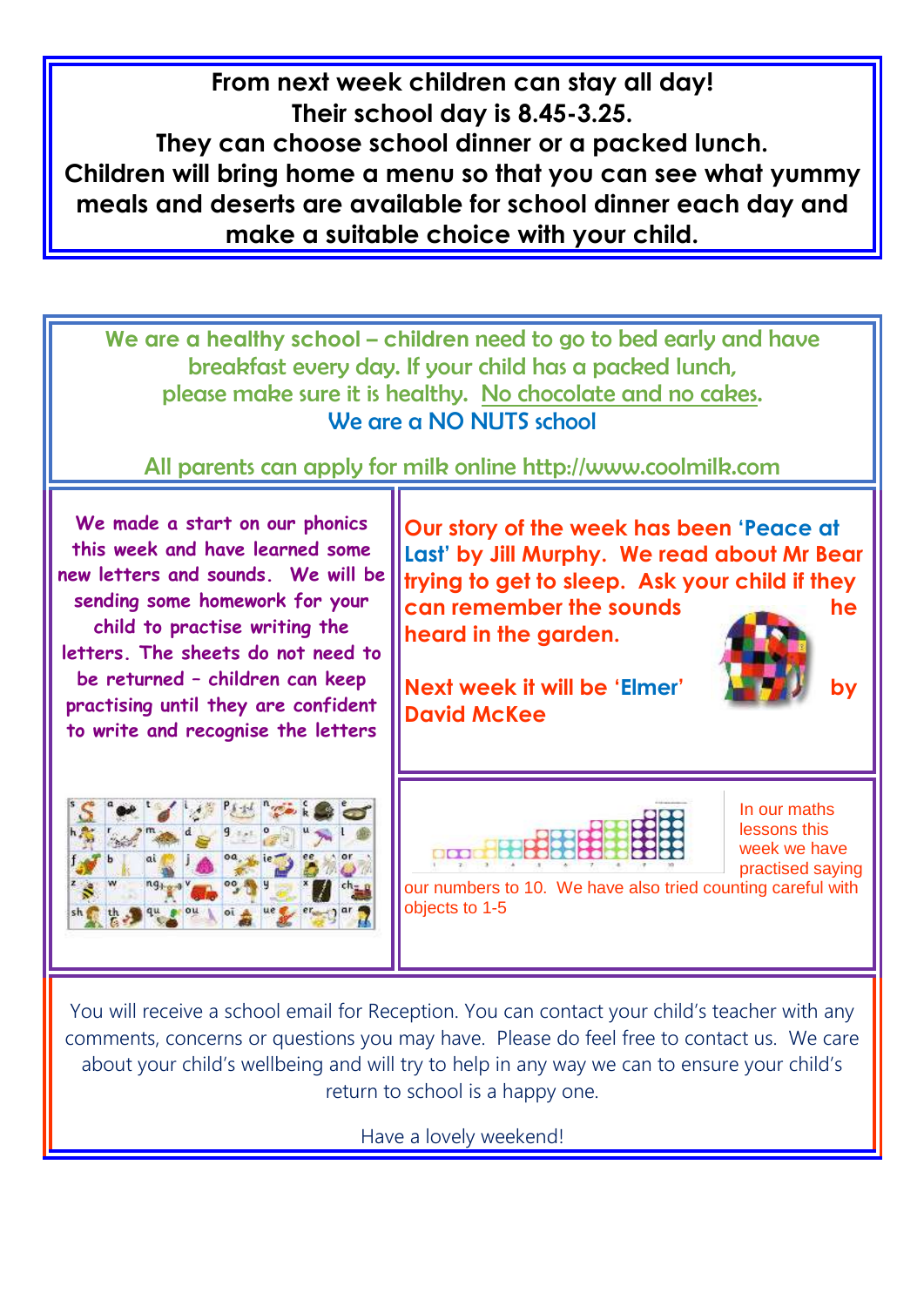**From next week children can stay all day!**
**Their school day is 8.45-3.25.**
**They can choose school dinner or a packed lunch.**
**Children will bring home a menu so that you can see what yummy meals and deserts are available for school dinner each day and make a suitable choice with your child.**

We are a healthy school – children need to go to bed early and have breakfast every day. If your child has a packed lunch, please make sure it is healthy. No chocolate and no cakes.
We are a NO NUTS school

All parents can apply for milk online http://www.coolmilk.com

We made a start on our phonics this week and have learned some new letters and sounds. We will be sending some homework for your child to practise writing the letters. The sheets do not need to be returned – children can keep practising until they are confident to write and recognise the letters

**Our story of the week has been 'Peace at Last' by Jill Murphy. We read about Mr Bear trying to get to sleep. Ask your child if they can remember the sounds he heard in the garden.**

**Next week it will be 'Elmer' by David McKee**

In our maths lessons this week we have practised saying our numbers to 10. We have also tried counting careful with objects to 1-5

You will receive a school email for Reception. You can contact your child's teacher with any comments, concerns or questions you may have. Please do feel free to contact us. We care about your child's wellbeing and will try to help in any way we can to ensure your child's return to school is a happy one.

Have a lovely weekend!